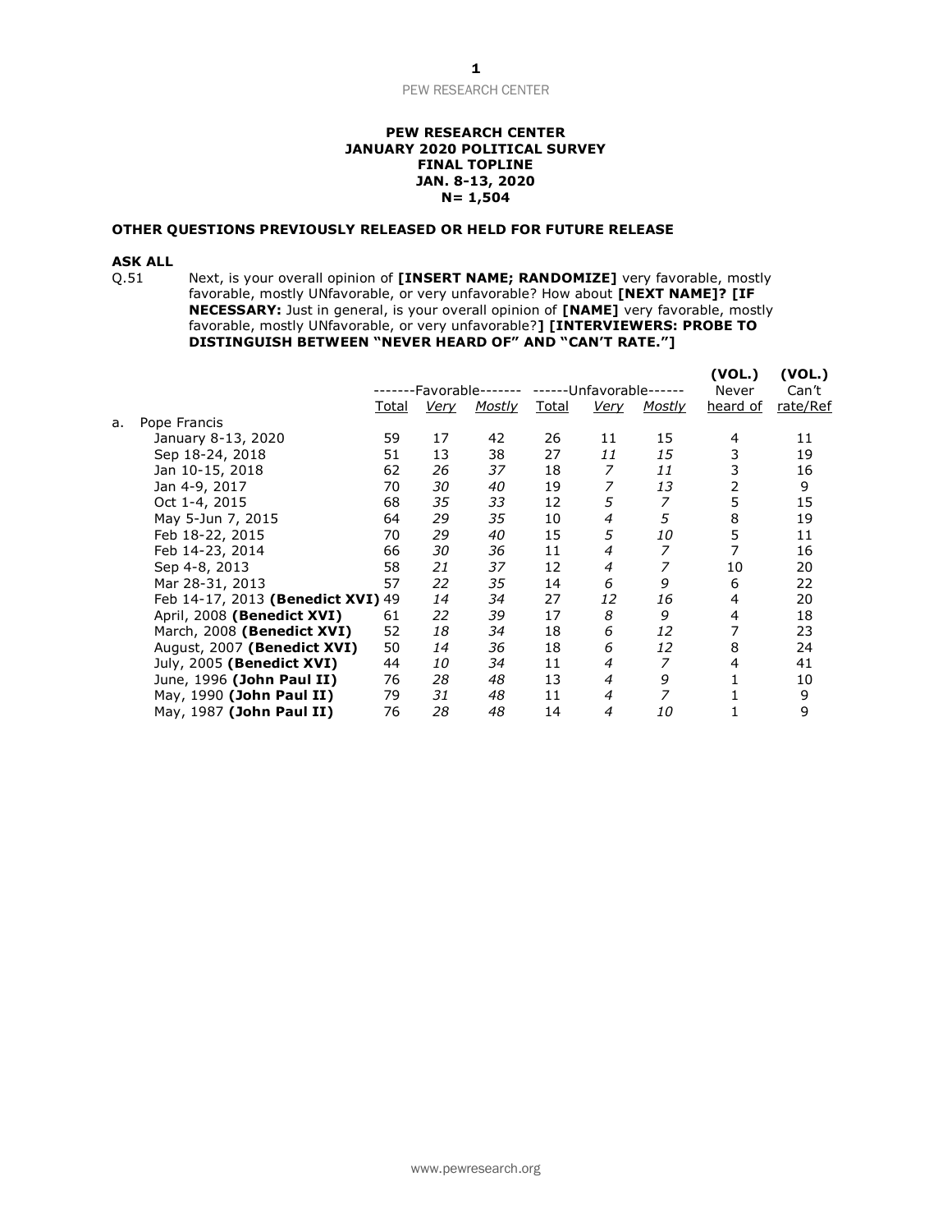PEW RESEARCH CENTER

**PEW RESEARCH CENTER**
**JANUARY 2020 POLITICAL SURVEY**
**FINAL TOPLINE**
**JAN. 8-13, 2020**
**N= 1,504**

**OTHER QUESTIONS PREVIOUSLY RELEASED OR HELD FOR FUTURE RELEASE**

**ASK ALL**

Q.51 Next, is your overall opinion of **[INSERT NAME; RANDOMIZE]** very favorable, mostly favorable, mostly UNfavorable, or very unfavorable? How about **[NEXT NAME]? [IF NECESSARY:** Just in general, is your overall opinion of **[NAME]** very favorable, mostly favorable, mostly UNfavorable, or very unfavorable?**] [INTERVIEWERS: PROBE TO DISTINGUISH BETWEEN "NEVER HEARD OF" AND "CAN'T RATE."]**

| | -------Favorable------- | | | ------Unfavorable------ | | | **(VOL.)** Never | **(VOL.)** Can't |
|---|---|---|---|---|---|---|---|---|
| | Total | *Very* | *Mostly* | Total | *Very* | *Mostly* | heard of | rate/Ref |
| a. Pope Francis | | | | | | | | |
| January 8-13, 2020 | 59 | 17 | 42 | 26 | 11 | 15 | 4 | 11 |
| Sep 18-24, 2018 | 51 | 13 | 38 | 27 | *11* | *15* | 3 | 19 |
| Jan 10-15, 2018 | 62 | *26* | *37* | 18 | *7* | *11* | 3 | 16 |
| Jan 4-9, 2017 | 70 | *30* | *40* | 19 | *7* | *13* | 2 | 9 |
| Oct 1-4, 2015 | 68 | *35* | *33* | 12 | *5* | *7* | 5 | 15 |
| May 5-Jun 7, 2015 | 64 | *29* | *35* | 10 | *4* | *5* | 8 | 19 |
| Feb 18-22, 2015 | 70 | *29* | *40* | 15 | *5* | *10* | 5 | 11 |
| Feb 14-23, 2014 | 66 | *30* | *36* | 11 | *4* | *7* | 7 | 16 |
| Sep 4-8, 2013 | 58 | *21* | *37* | 12 | *4* | *7* | 10 | 20 |
| Mar 28-31, 2013 | 57 | *22* | *35* | 14 | *6* | *9* | 6 | 22 |
| Feb 14-17, 2013 **(Benedict XVI)** | 49 | *14* | *34* | 27 | *12* | *16* | 4 | 20 |
| April, 2008 **(Benedict XVI)** | 61 | *22* | *39* | 17 | *8* | *9* | 4 | 18 |
| March, 2008 **(Benedict XVI)** | 52 | *18* | *34* | 18 | *6* | *12* | 7 | 23 |
| August, 2007 **(Benedict XVI)** | 50 | *14* | *36* | 18 | *6* | *12* | 8 | 24 |
| July, 2005 **(Benedict XVI)** | 44 | *10* | *34* | 11 | *4* | *7* | 4 | 41 |
| June, 1996 **(John Paul II)** | 76 | *28* | *48* | 13 | *4* | *9* | 1 | 10 |
| May, 1990 **(John Paul II)** | 79 | *31* | *48* | 11 | *4* | *7* | 1 | 9 |
| May, 1987 **(John Paul II)** | 76 | *28* | *48* | 14 | *4* | *10* | 1 | 9 |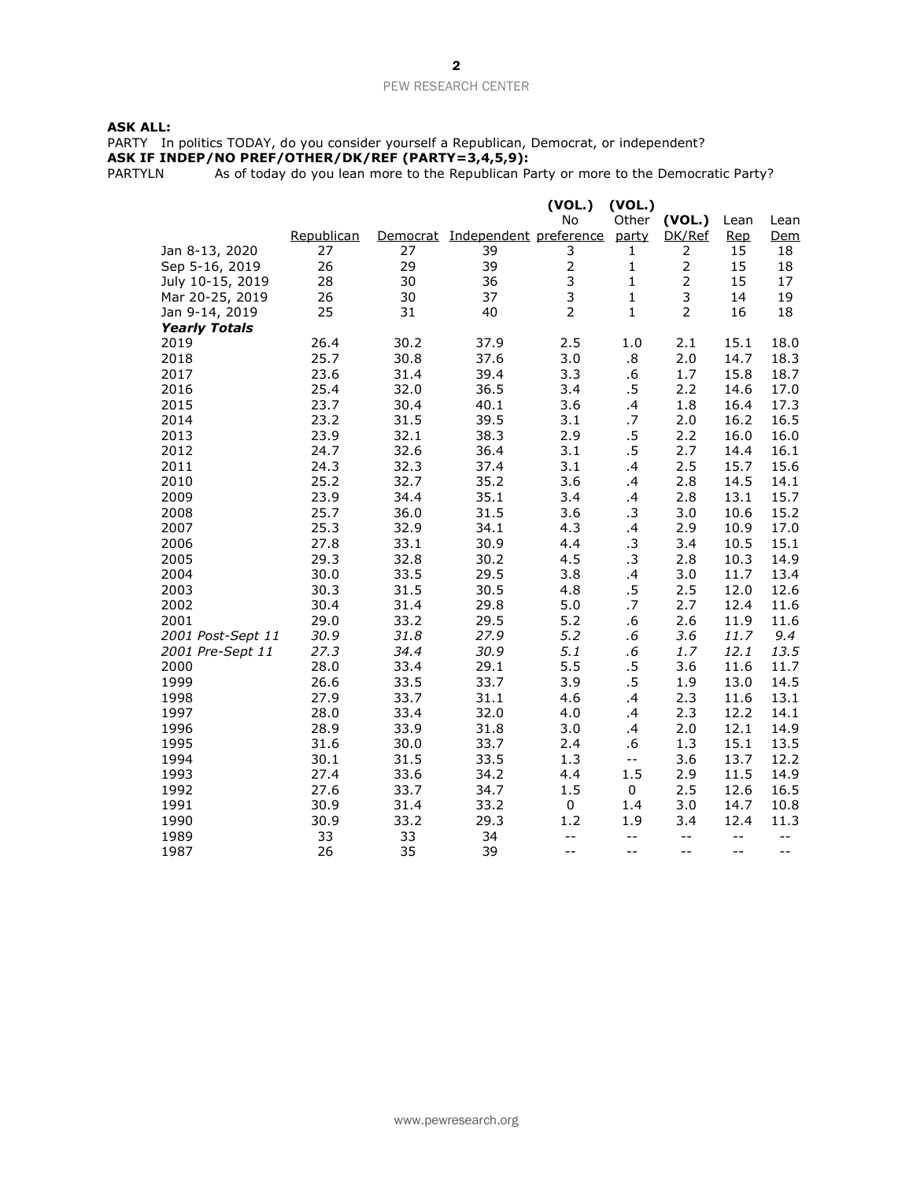**ASK ALL:**

PARTY In politics TODAY, do you consider yourself a Republican, Democrat, or independent?

**ASK IF INDEP/NO PREF/OTHER/DK/REF (PARTY=3,4,5,9):**

PARTYLN As of today do you lean more to the Republican Party or more to the Democratic Party?

| | Republican | Democrat | Independent | (VOL.) No preference | (VOL.) Other party | (VOL.) DK/Ref | Lean Rep | Lean Dem |
|---|---|---|---|---|---|---|---|---|
| Jan 8-13, 2020 | 27 | 27 | 39 | 3 | 1 | 2 | 15 | 18 |
| Sep 5-16, 2019 | 26 | 29 | 39 | 2 | 1 | 2 | 15 | 18 |
| July 10-15, 2019 | 28 | 30 | 36 | 3 | 1 | 2 | 15 | 17 |
| Mar 20-25, 2019 | 26 | 30 | 37 | 3 | 1 | 3 | 14 | 19 |
| Jan 9-14, 2019 | 25 | 31 | 40 | 2 | 1 | 2 | 16 | 18 |
| ***Yearly Totals*** | | | | | | | | |
| 2019 | 26.4 | 30.2 | 37.9 | 2.5 | 1.0 | 2.1 | 15.1 | 18.0 |
| 2018 | 25.7 | 30.8 | 37.6 | 3.0 | .8 | 2.0 | 14.7 | 18.3 |
| 2017 | 23.6 | 31.4 | 39.4 | 3.3 | .6 | 1.7 | 15.8 | 18.7 |
| 2016 | 25.4 | 32.0 | 36.5 | 3.4 | .5 | 2.2 | 14.6 | 17.0 |
| 2015 | 23.7 | 30.4 | 40.1 | 3.6 | .4 | 1.8 | 16.4 | 17.3 |
| 2014 | 23.2 | 31.5 | 39.5 | 3.1 | .7 | 2.0 | 16.2 | 16.5 |
| 2013 | 23.9 | 32.1 | 38.3 | 2.9 | .5 | 2.2 | 16.0 | 16.0 |
| 2012 | 24.7 | 32.6 | 36.4 | 3.1 | .5 | 2.7 | 14.4 | 16.1 |
| 2011 | 24.3 | 32.3 | 37.4 | 3.1 | .4 | 2.5 | 15.7 | 15.6 |
| 2010 | 25.2 | 32.7 | 35.2 | 3.6 | .4 | 2.8 | 14.5 | 14.1 |
| 2009 | 23.9 | 34.4 | 35.1 | 3.4 | .4 | 2.8 | 13.1 | 15.7 |
| 2008 | 25.7 | 36.0 | 31.5 | 3.6 | .3 | 3.0 | 10.6 | 15.2 |
| 2007 | 25.3 | 32.9 | 34.1 | 4.3 | .4 | 2.9 | 10.9 | 17.0 |
| 2006 | 27.8 | 33.1 | 30.9 | 4.4 | .3 | 3.4 | 10.5 | 15.1 |
| 2005 | 29.3 | 32.8 | 30.2 | 4.5 | .3 | 2.8 | 10.3 | 14.9 |
| 2004 | 30.0 | 33.5 | 29.5 | 3.8 | .4 | 3.0 | 11.7 | 13.4 |
| 2003 | 30.3 | 31.5 | 30.5 | 4.8 | .5 | 2.5 | 12.0 | 12.6 |
| 2002 | 30.4 | 31.4 | 29.8 | 5.0 | .7 | 2.7 | 12.4 | 11.6 |
| 2001 | 29.0 | 33.2 | 29.5 | 5.2 | .6 | 2.6 | 11.9 | 11.6 |
| *2001 Post-Sept 11* | *30.9* | *31.8* | *27.9* | *5.2* | *.6* | *3.6* | *11.7* | *9.4* |
| *2001 Pre-Sept 11* | *27.3* | *34.4* | *30.9* | *5.1* | *.6* | *1.7* | *12.1* | *13.5* |
| 2000 | 28.0 | 33.4 | 29.1 | 5.5 | .5 | 3.6 | 11.6 | 11.7 |
| 1999 | 26.6 | 33.5 | 33.7 | 3.9 | .5 | 1.9 | 13.0 | 14.5 |
| 1998 | 27.9 | 33.7 | 31.1 | 4.6 | .4 | 2.3 | 11.6 | 13.1 |
| 1997 | 28.0 | 33.4 | 32.0 | 4.0 | .4 | 2.3 | 12.2 | 14.1 |
| 1996 | 28.9 | 33.9 | 31.8 | 3.0 | .4 | 2.0 | 12.1 | 14.9 |
| 1995 | 31.6 | 30.0 | 33.7 | 2.4 | .6 | 1.3 | 15.1 | 13.5 |
| 1994 | 30.1 | 31.5 | 33.5 | 1.3 | -- | 3.6 | 13.7 | 12.2 |
| 1993 | 27.4 | 33.6 | 34.2 | 4.4 | 1.5 | 2.9 | 11.5 | 14.9 |
| 1992 | 27.6 | 33.7 | 34.7 | 1.5 | 0 | 2.5 | 12.6 | 16.5 |
| 1991 | 30.9 | 31.4 | 33.2 | 0 | 1.4 | 3.0 | 14.7 | 10.8 |
| 1990 | 30.9 | 33.2 | 29.3 | 1.2 | 1.9 | 3.4 | 12.4 | 11.3 |
| 1989 | 33 | 33 | 34 | -- | -- | -- | -- | -- |
| 1987 | 26 | 35 | 39 | -- | -- | -- | -- | -- |